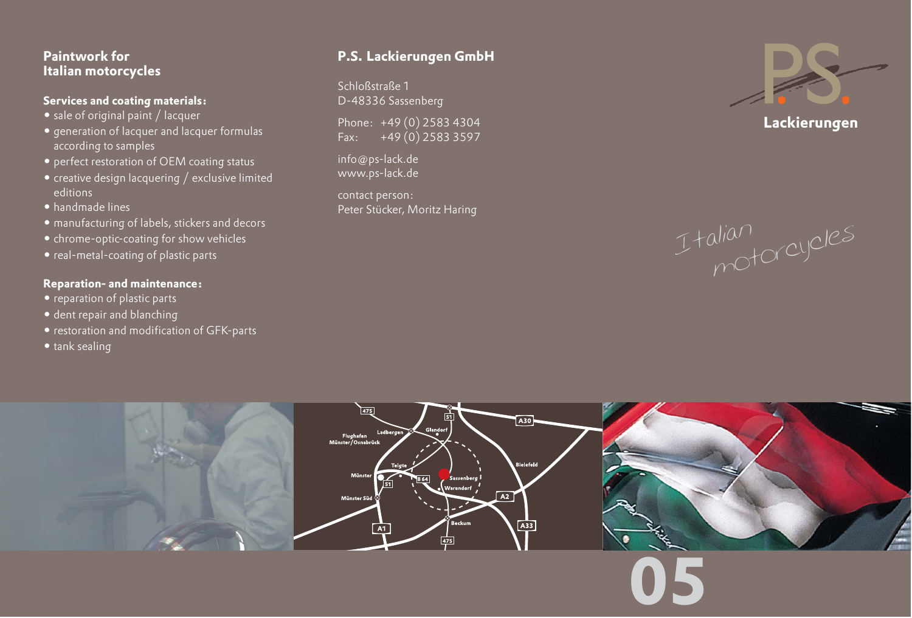## Paintwork for Italian motorcycles

### Services and coating materials:

- sale of original paint / lacquer
- generation of lacquer and lacquer formulas according to samples
- perfect restoration of OEM coating status
- creative design lacquering / exclusive limited editions
- handmade lines
- manufacturing of labels, stickers and decors
- chrome-optic-coating for show vehicles
- real-metal-coating of plastic parts

### Reparation- and maintenance:

- reparation of plastic parts
- dent repair and blanching
- restoration and modification of GFK-parts
- tank sealing

## P.S. Lackierungen GmbH

Schloßstraße 1
D-48336 Sassenberg

Phone: +49 (0) 2583 4304
Fax: +49 (0) 2583 3597

info@ps-lack.de
www.ps-lack.de

contact person:
Peter Stücker, Moritz Haring

P.S. Lackierungen

*Italian motorcycles*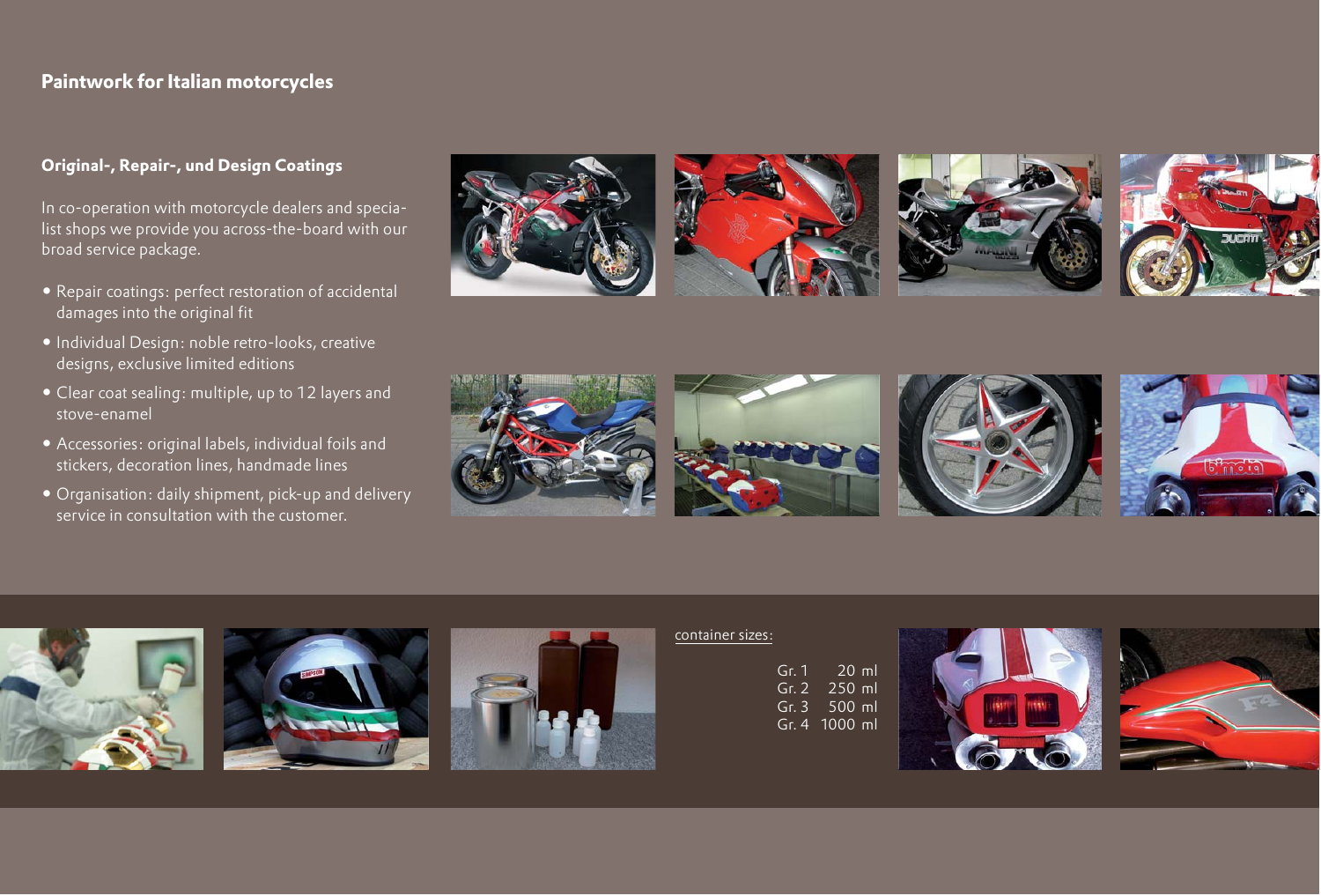## Paintwork for Italian motorcycles

### Original-, Repair-, und Design Coatings

In co-operation with motorcycle dealers and specia-list shops we provide you across-the-board with our broad service package.

- Repair coatings: perfect restoration of accidental damages into the original fit
- Individual Design: noble retro-looks, creative designs, exclusive limited editions
- Clear coat sealing: multiple, up to 12 layers and stove-enamel
- Accessories: original labels, individual foils and stickers, decoration lines, handmade lines
- Organisation: daily shipment, pick-up and delivery service in consultation with the customer.

container sizes:

| | |
|---|---|
| Gr. 1 | 20 ml |
| Gr. 2 | 250 ml |
| Gr. 3 | 500 ml |
| Gr. 4 | 1000 ml |